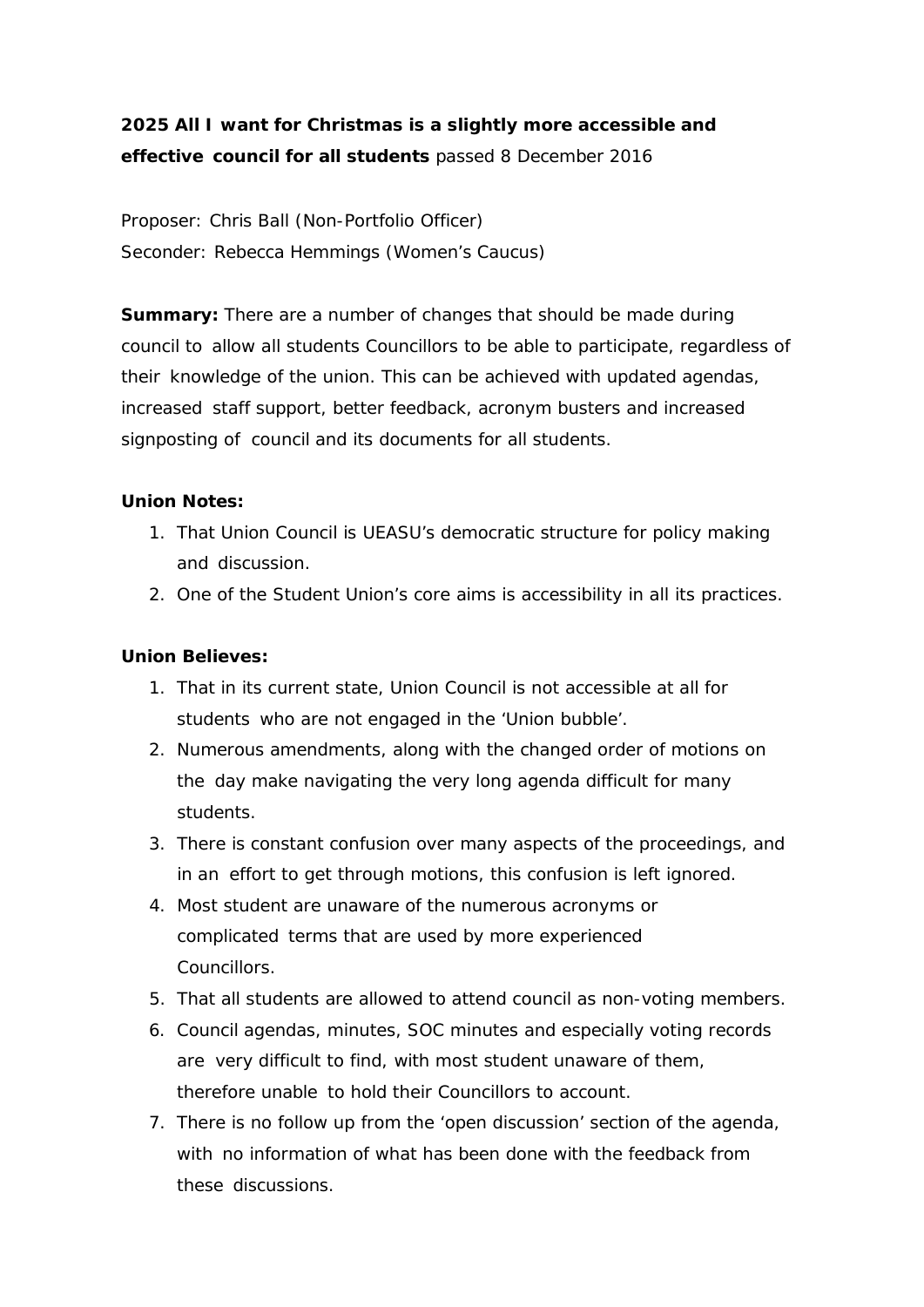**2025 All I want for Christmas is a slightly more accessible and effective council for all students** passed 8 December 2016

Proposer: Chris Ball (Non-Portfolio Officer)
Seconder: Rebecca Hemmings (Women's Caucus)

**Summary:** There are a number of changes that should be made during council to allow all students Councillors to be able to participate, regardless of their knowledge of the union. This can be achieved with updated agendas, increased staff support, better feedback, acronym busters and increased signposting of council and its documents for all students.

**Union Notes:**

1. That Union Council is UEASU's democratic structure for policy making and discussion.
2. One of the Student Union's core aims is accessibility in all its practices.

**Union Believes:**

1. That in its current state, Union Council is not accessible at all for students who are not engaged in the 'Union bubble'.
2. Numerous amendments, along with the changed order of motions on the day make navigating the very long agenda difficult for many students.
3. There is constant confusion over many aspects of the proceedings, and in an effort to get through motions, this confusion is left ignored.
4. Most student are unaware of the numerous acronyms or complicated terms that are used by more experienced Councillors.
5. That all students are allowed to attend council as non-voting members.
6. Council agendas, minutes, SOC minutes and especially voting records are very difficult to find, with most student unaware of them, therefore unable to hold their Councillors to account.
7. There is no follow up from the 'open discussion' section of the agenda, with no information of what has been done with the feedback from these discussions.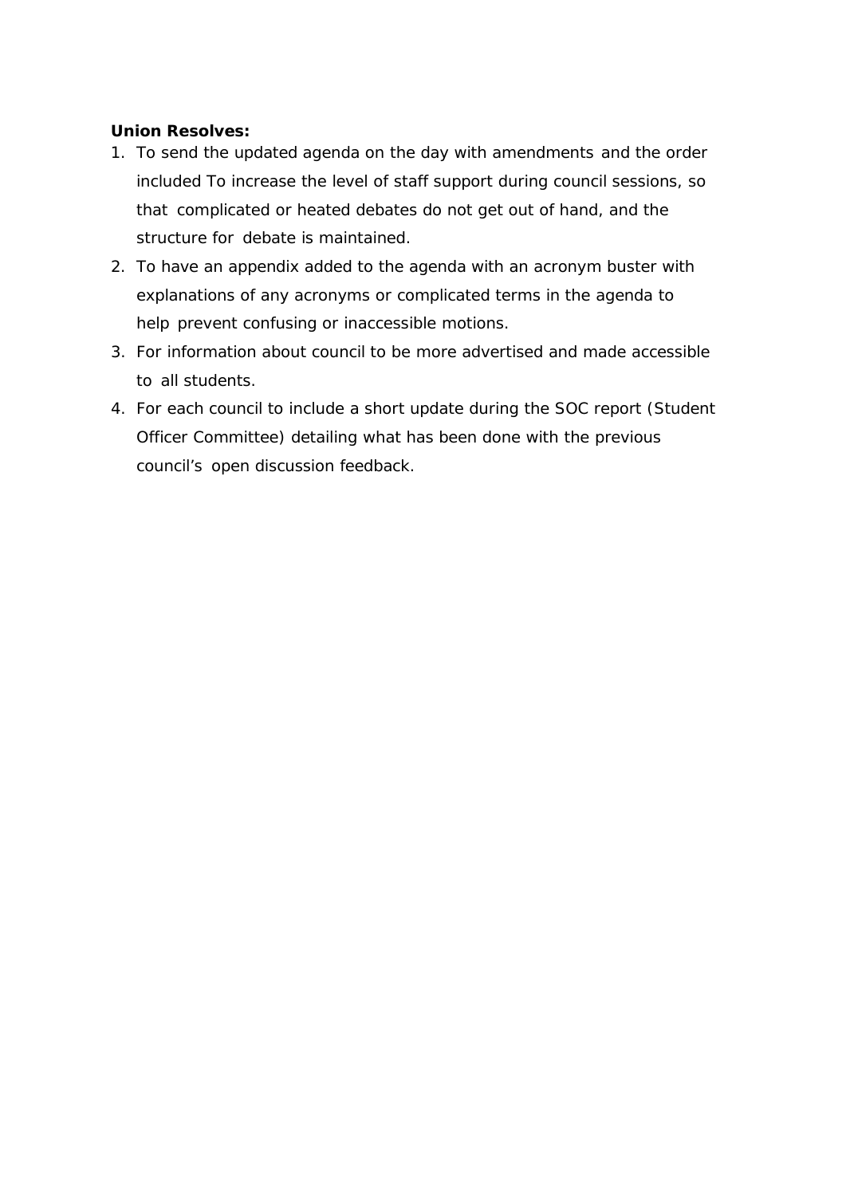**Union Resolves:**

1. To send the updated agenda on the day with amendments and the order included To increase the level of staff support during council sessions, so that complicated or heated debates do not get out of hand, and the structure for debate is maintained.
2. To have an appendix added to the agenda with an acronym buster with explanations of any acronyms or complicated terms in the agenda to help prevent confusing or inaccessible motions.
3. For information about council to be more advertised and made accessible to all students.
4. For each council to include a short update during the SOC report (Student Officer Committee) detailing what has been done with the previous council's open discussion feedback.